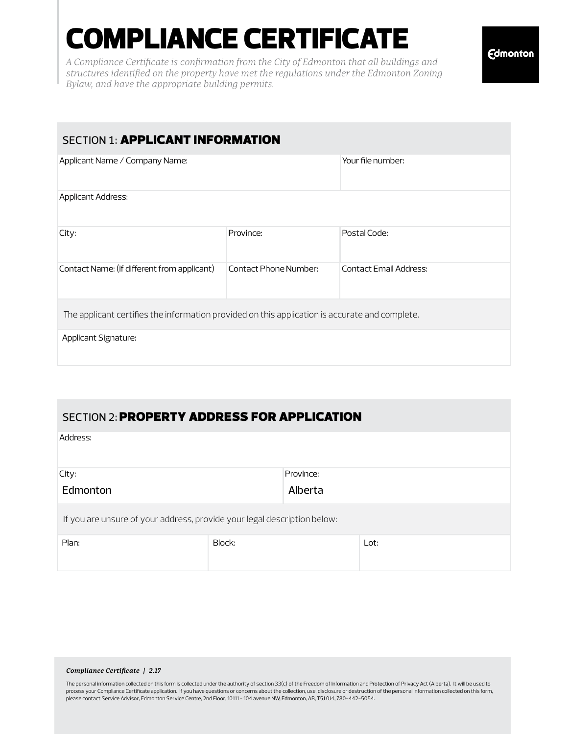# COMPLIANCE CERTIFICATE

*A Compliance Certificate is confirmation from the City of Edmonton that all buildings and structures identified on the property have met the regulations under the Edmonton Zoning Bylaw, and have the appropriate building permits.*

Edmonton

## SECTION 1: APPLICANT INFORMATION

| Applicant Name / Company Name: | | Your file number: |
|---|---|---|
| Applicant Address: | | |
| City: | Province: | Postal Code: |
| Contact Name: (if different from applicant) | Contact Phone Number: | Contact Email Address: |

The applicant certifies the information provided on this application is accurate and complete.

| Applicant Signature: |
|---|
| |

## SECTION 2: PROPERTY ADDRESS FOR APPLICATION

| Address: | |
|---|---|
| City: Edmonton | Province: Alberta |

If you are unsure of your address, provide your legal description below:

| Plan: | Block: | Lot: |
|---|---|---|
| | | |

*Compliance Certificate | 2.17*

The personal information collected on this form is collected under the authority of section 33(c) of the Freedom of Information and Protection of Privacy Act (Alberta). It will be used to process your Compliance Certificate application. If you have questions or concerns about the collection, use, disclosure or destruction of the personal information collected on this form, please contact Service Advisor, Edmonton Service Centre, 2nd Floor, 10111 – 104 avenue NW, Edmonton, AB, T5J 0J4, 780-442-5054.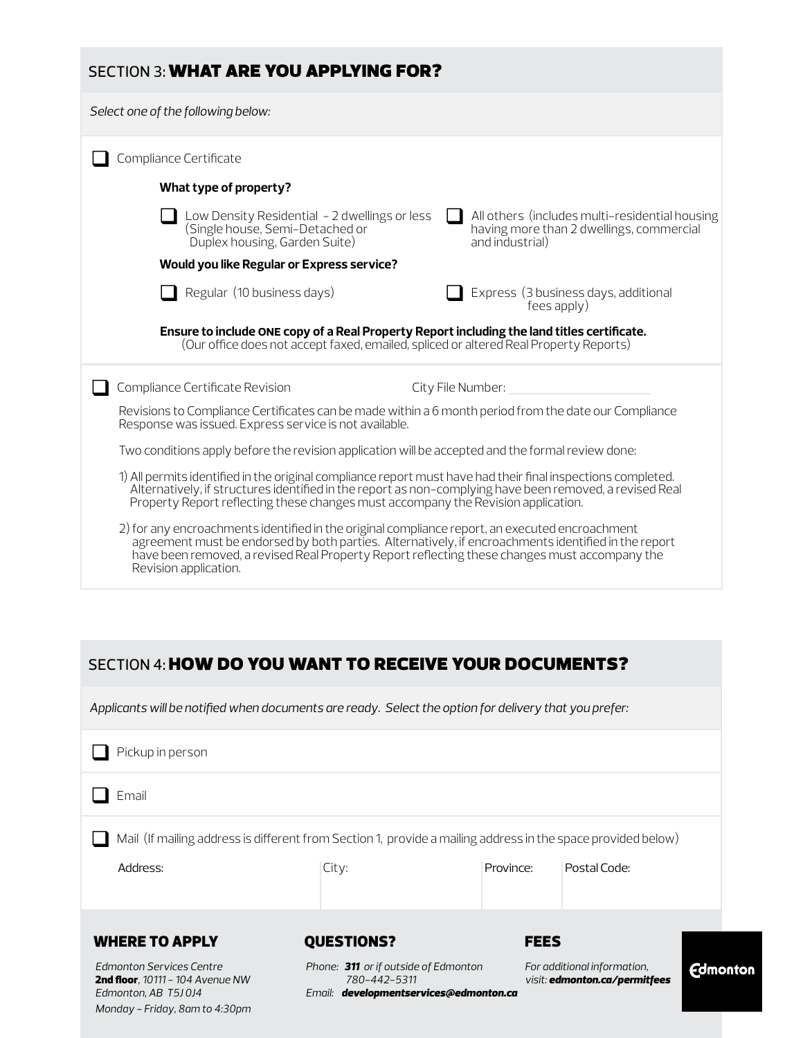## SECTION 3: WHAT ARE YOU APPLYING FOR?

*Select one of the following below:*

- [ ] Compliance Certificate

  **What type of property?**

  - [ ] Low Density Residential - 2 dwellings or less (Single house, Semi-Detached or Duplex housing, Garden Suite)
  - [ ] All others (includes multi-residential housing having more than 2 dwellings, commercial and industrial)

  **Would you like Regular or Express service?**

  - [ ] Regular (10 business days)
  - [ ] Express (3 business days, additional fees apply)

  **Ensure to include ONE copy of a Real Property Report including the land titles certificate.**
  (Our office does not accept faxed, emailed, spliced or altered Real Property Reports)

- [ ] Compliance Certificate Revision    City File Number: ____________________

  Revisions to Compliance Certificates can be made within a 6 month period from the date our Compliance Response was issued. Express service is not available.

  Two conditions apply before the revision application will be accepted and the formal review done:

  1) All permits identified in the original compliance report must have had their final inspections completed. Alternatively, if structures identified in the report as non-complying have been removed, a revised Real Property Report reflecting these changes must accompany the Revision application.

  2) for any encroachments identified in the original compliance report, an executed encroachment agreement must be endorsed by both parties. Alternatively, if encroachments identified in the report have been removed, a revised Real Property Report reflecting these changes must accompany the Revision application.

## SECTION 4: HOW DO YOU WANT TO RECEIVE YOUR DOCUMENTS?

*Applicants will be notified when documents are ready. Select the option for delivery that you prefer:*

- [ ] Pickup in person
- [ ] Email
- [ ] Mail (If mailing address is different from Section 1, provide a mailing address in the space provided below)

| Address: | City: | Province: | Postal Code: |
|---|---|---|---|
| | | | |

### WHERE TO APPLY

*Edmonton Services Centre*
***2nd floor**, 10111 - 104 Avenue NW*
*Edmonton, AB T5J 0J4*
*Monday - Friday, 8am to 4:30pm*

### QUESTIONS?

*Phone: **311** or if outside of Edmonton 780-442-5311*
*Email: **developmentservices@edmonton.ca***

### FEES

*For additional information, visit: **edmonton.ca/permitfees***

Edmonton